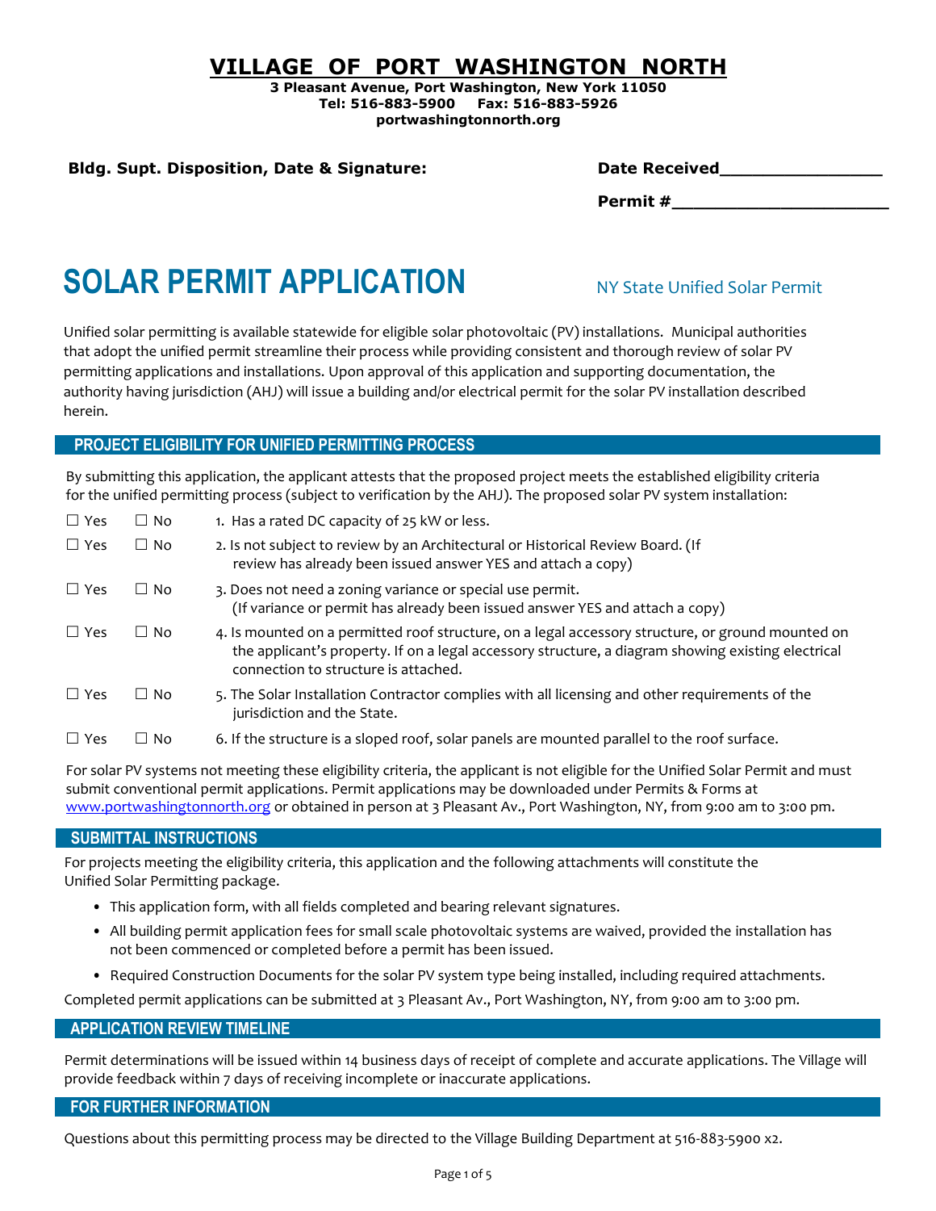# VILLAGE OF PORT WASHINGTON NORTH

**3 Pleasant Avenue, Port Washington, New York 11050**
**Tel: 516-883-5900 Fax: 516-883-5926**
**portwashingtonnorth.org**

**Bldg. Supt. Disposition, Date & Signature:**

**Date Received_______________**

**Permit #____________________**

# SOLAR PERMIT APPLICATION

NY State Unified Solar Permit

Unified solar permitting is available statewide for eligible solar photovoltaic (PV) installations. Municipal authorities that adopt the unified permit streamline their process while providing consistent and thorough review of solar PV permitting applications and installations. Upon approval of this application and supporting documentation, the authority having jurisdiction (AHJ) will issue a building and/or electrical permit for the solar PV installation described herein.

## PROJECT ELIGIBILITY FOR UNIFIED PERMITTING PROCESS

By submitting this application, the applicant attests that the proposed project meets the established eligibility criteria for the unified permitting process (subject to verification by the AHJ). The proposed solar PV system installation:

☐ Yes ☐ No 1. Has a rated DC capacity of 25 kW or less.

☐ Yes ☐ No 2. Is not subject to review by an Architectural or Historical Review Board. (If review has already been issued answer YES and attach a copy)

☐ Yes ☐ No 3. Does not need a zoning variance or special use permit. (If variance or permit has already been issued answer YES and attach a copy)

☐ Yes ☐ No 4. Is mounted on a permitted roof structure, on a legal accessory structure, or ground mounted on the applicant's property. If on a legal accessory structure, a diagram showing existing electrical connection to structure is attached.

☐ Yes ☐ No 5. The Solar Installation Contractor complies with all licensing and other requirements of the jurisdiction and the State.

☐ Yes ☐ No 6. If the structure is a sloped roof, solar panels are mounted parallel to the roof surface.

For solar PV systems not meeting these eligibility criteria, the applicant is not eligible for the Unified Solar Permit and must submit conventional permit applications. Permit applications may be downloaded under Permits & Forms at www.portwashingtonnorth.org or obtained in person at 3 Pleasant Av., Port Washington, NY, from 9:00 am to 3:00 pm.

## SUBMITTAL INSTRUCTIONS

For projects meeting the eligibility criteria, this application and the following attachments will constitute the Unified Solar Permitting package.

- This application form, with all fields completed and bearing relevant signatures.
- All building permit application fees for small scale photovoltaic systems are waived, provided the installation has not been commenced or completed before a permit has been issued.
- Required Construction Documents for the solar PV system type being installed, including required attachments.

Completed permit applications can be submitted at 3 Pleasant Av., Port Washington, NY, from 9:00 am to 3:00 pm.

## APPLICATION REVIEW TIMELINE

Permit determinations will be issued within 14 business days of receipt of complete and accurate applications. The Village will provide feedback within 7 days of receiving incomplete or inaccurate applications.

## FOR FURTHER INFORMATION

Questions about this permitting process may be directed to the Village Building Department at 516-883-5900 x2.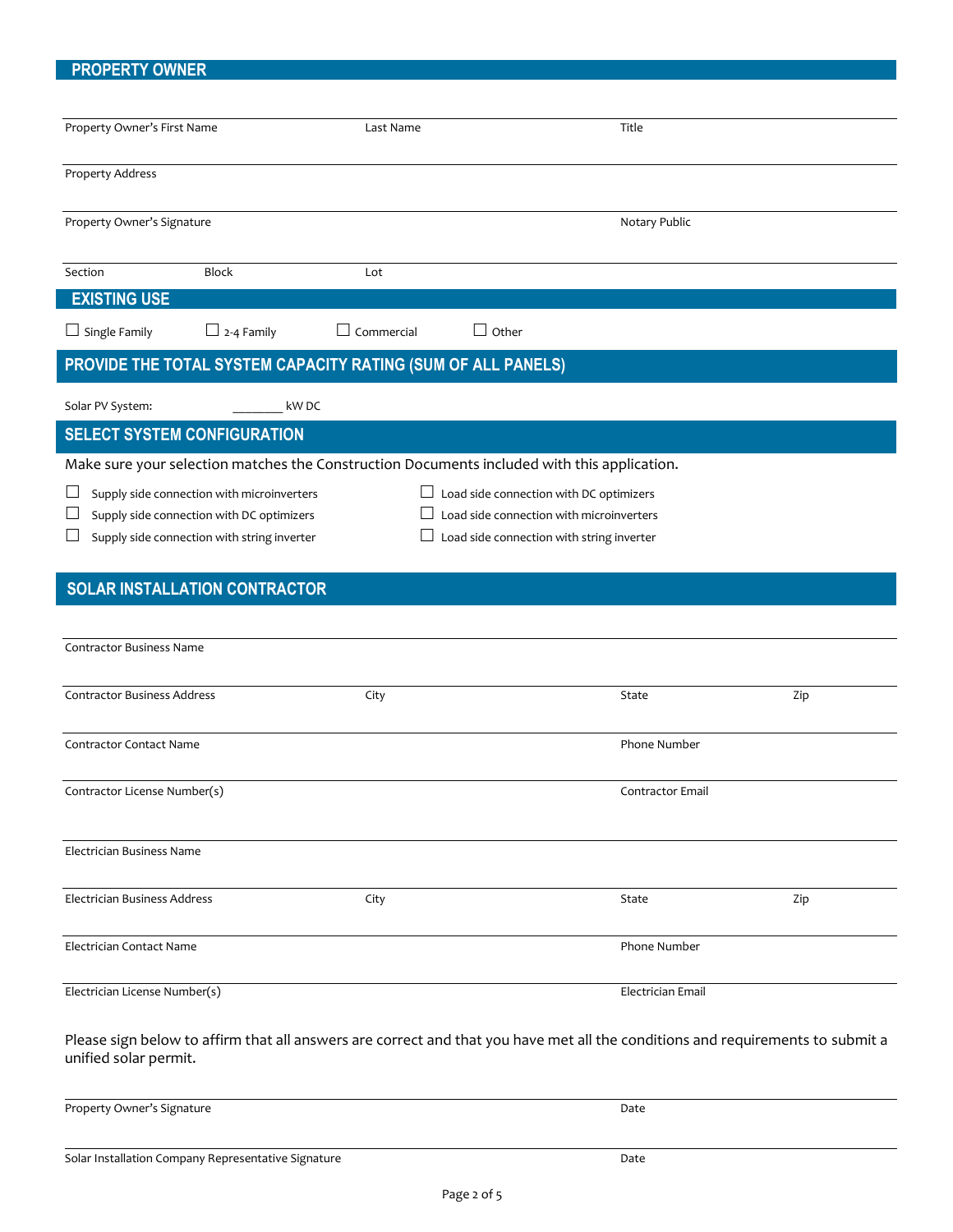## PROPERTY OWNER

| Property Owner's First Name | Last Name | Title |
|---|---|---|
| | | |

Property Address

| Property Owner's Signature | Notary Public |
|---|---|
| | |

| Section | Block | Lot |
|---|---|---|
| | | |

## EXISTING USE

☐ Single Family ☐ 2-4 Family ☐ Commercial ☐ Other

## PROVIDE THE TOTAL SYSTEM CAPACITY RATING (SUM OF ALL PANELS)

Solar PV System: ________ kW DC

## SELECT SYSTEM CONFIGURATION

Make sure your selection matches the Construction Documents included with this application.

☐ Supply side connection with microinverters
☐ Supply side connection with DC optimizers
☐ Supply side connection with string inverter
☐ Load side connection with DC optimizers
☐ Load side connection with microinverters
☐ Load side connection with string inverter

## SOLAR INSTALLATION CONTRACTOR

Contractor Business Name

| Contractor Business Address | City | State | Zip |
|---|---|---|---|
| | | | |

| Contractor Contact Name | Phone Number |
|---|---|
| | |

| Contractor License Number(s) | Contractor Email |
|---|---|
| | |

Electrician Business Name

| Electrician Business Address | City | State | Zip |
|---|---|---|---|
| | | | |

| Electrician Contact Name | Phone Number |
|---|---|
| | |

| Electrician License Number(s) | Electrician Email |
|---|---|
| | |

Please sign below to affirm that all answers are correct and that you have met all the conditions and requirements to submit a unified solar permit.

| Property Owner's Signature | Date |
|---|---|
| | |

| Solar Installation Company Representative Signature | Date |
|---|---|
| | |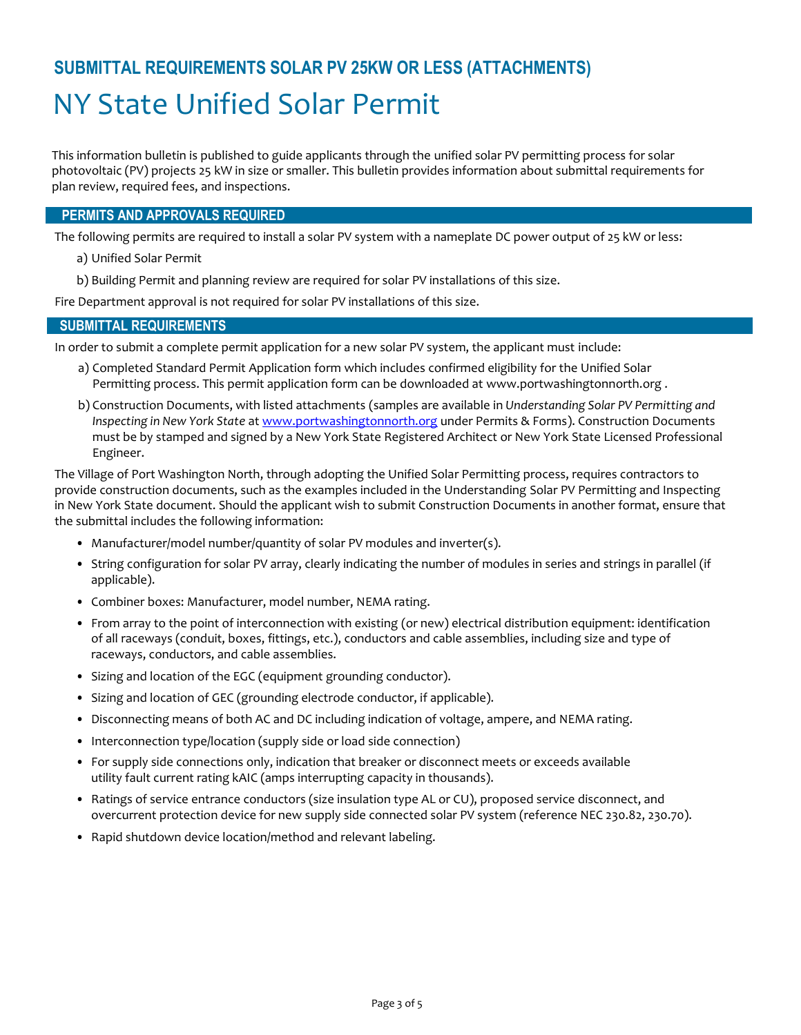## SUBMITTAL REQUIREMENTS SOLAR PV 25KW OR LESS (ATTACHMENTS)

# NY State Unified Solar Permit

This information bulletin is published to guide applicants through the unified solar PV permitting process for solar photovoltaic (PV) projects 25 kW in size or smaller. This bulletin provides information about submittal requirements for plan review, required fees, and inspections.

### PERMITS AND APPROVALS REQUIRED

The following permits are required to install a solar PV system with a nameplate DC power output of 25 kW or less:

a) Unified Solar Permit

b) Building Permit and planning review are required for solar PV installations of this size.

Fire Department approval is not required for solar PV installations of this size.

### SUBMITTAL REQUIREMENTS

In order to submit a complete permit application for a new solar PV system, the applicant must include:

a) Completed Standard Permit Application form which includes confirmed eligibility for the Unified Solar Permitting process. This permit application form can be downloaded at www.portwashingtonnorth.org .

b) Construction Documents, with listed attachments (samples are available in *Understanding Solar PV Permitting and Inspecting in New York State* at www.portwashingtonnorth.org under Permits & Forms). Construction Documents must be by stamped and signed by a New York State Registered Architect or New York State Licensed Professional Engineer.

The Village of Port Washington North, through adopting the Unified Solar Permitting process, requires contractors to provide construction documents, such as the examples included in the Understanding Solar PV Permitting and Inspecting in New York State document. Should the applicant wish to submit Construction Documents in another format, ensure that the submittal includes the following information:

- Manufacturer/model number/quantity of solar PV modules and inverter(s).
- String configuration for solar PV array, clearly indicating the number of modules in series and strings in parallel (if applicable).
- Combiner boxes: Manufacturer, model number, NEMA rating.
- From array to the point of interconnection with existing (or new) electrical distribution equipment: identification of all raceways (conduit, boxes, fittings, etc.), conductors and cable assemblies, including size and type of raceways, conductors, and cable assemblies.
- Sizing and location of the EGC (equipment grounding conductor).
- Sizing and location of GEC (grounding electrode conductor, if applicable).
- Disconnecting means of both AC and DC including indication of voltage, ampere, and NEMA rating.
- Interconnection type/location (supply side or load side connection)
- For supply side connections only, indication that breaker or disconnect meets or exceeds available utility fault current rating kAIC (amps interrupting capacity in thousands).
- Ratings of service entrance conductors (size insulation type AL or CU), proposed service disconnect, and overcurrent protection device for new supply side connected solar PV system (reference NEC 230.82, 230.70).
- Rapid shutdown device location/method and relevant labeling.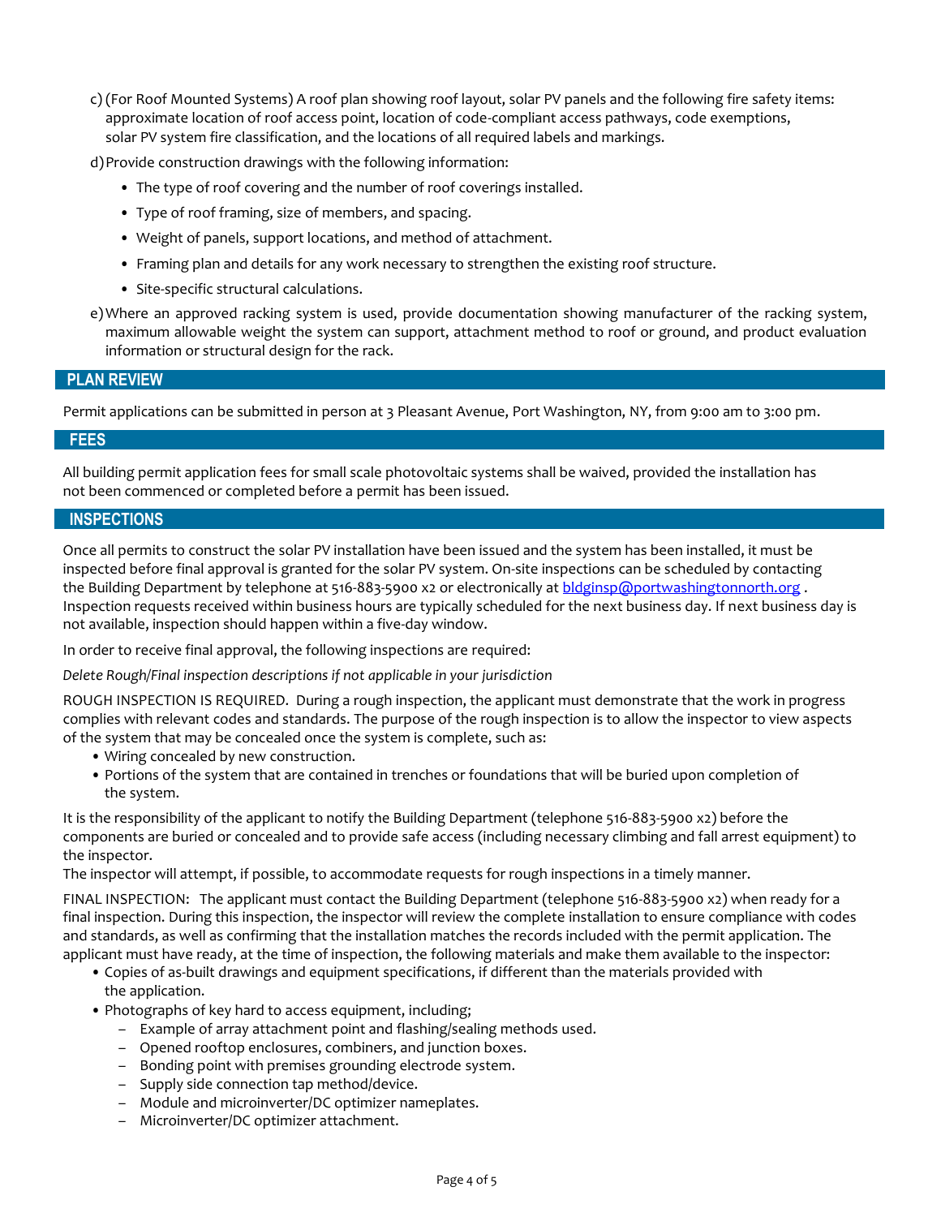c) (For Roof Mounted Systems) A roof plan showing roof layout, solar PV panels and the following fire safety items: approximate location of roof access point, location of code-compliant access pathways, code exemptions, solar PV system fire classification, and the locations of all required labels and markings.

d) Provide construction drawings with the following information:

- The type of roof covering and the number of roof coverings installed.
- Type of roof framing, size of members, and spacing.
- Weight of panels, support locations, and method of attachment.
- Framing plan and details for any work necessary to strengthen the existing roof structure.
- Site-specific structural calculations.

e) Where an approved racking system is used, provide documentation showing manufacturer of the racking system, maximum allowable weight the system can support, attachment method to roof or ground, and product evaluation information or structural design for the rack.

## PLAN REVIEW

Permit applications can be submitted in person at 3 Pleasant Avenue, Port Washington, NY, from 9:00 am to 3:00 pm.

## FEES

All building permit application fees for small scale photovoltaic systems shall be waived, provided the installation has not been commenced or completed before a permit has been issued.

## INSPECTIONS

Once all permits to construct the solar PV installation have been issued and the system has been installed, it must be inspected before final approval is granted for the solar PV system. On-site inspections can be scheduled by contacting the Building Department by telephone at 516-883-5900 x2 or electronically at [bldginsp@portwashingtonnorth.org](mailto:bldginsp@portwashingtonnorth.org) . Inspection requests received within business hours are typically scheduled for the next business day. If next business day is not available, inspection should happen within a five-day window.

In order to receive final approval, the following inspections are required:

*Delete Rough/Final inspection descriptions if not applicable in your jurisdiction*

ROUGH INSPECTION IS REQUIRED. During a rough inspection, the applicant must demonstrate that the work in progress complies with relevant codes and standards. The purpose of the rough inspection is to allow the inspector to view aspects of the system that may be concealed once the system is complete, such as:

- Wiring concealed by new construction.
- Portions of the system that are contained in trenches or foundations that will be buried upon completion of the system.

It is the responsibility of the applicant to notify the Building Department (telephone 516-883-5900 x2) before the components are buried or concealed and to provide safe access (including necessary climbing and fall arrest equipment) to the inspector.

The inspector will attempt, if possible, to accommodate requests for rough inspections in a timely manner.

FINAL INSPECTION: The applicant must contact the Building Department (telephone 516-883-5900 x2) when ready for a final inspection. During this inspection, the inspector will review the complete installation to ensure compliance with codes and standards, as well as confirming that the installation matches the records included with the permit application. The applicant must have ready, at the time of inspection, the following materials and make them available to the inspector:

- Copies of as-built drawings and equipment specifications, if different than the materials provided with the application.
- Photographs of key hard to access equipment, including;
  - Example of array attachment point and flashing/sealing methods used.
  - Opened rooftop enclosures, combiners, and junction boxes.
  - Bonding point with premises grounding electrode system.
  - Supply side connection tap method/device.
  - Module and microinverter/DC optimizer nameplates.
  - Microinverter/DC optimizer attachment.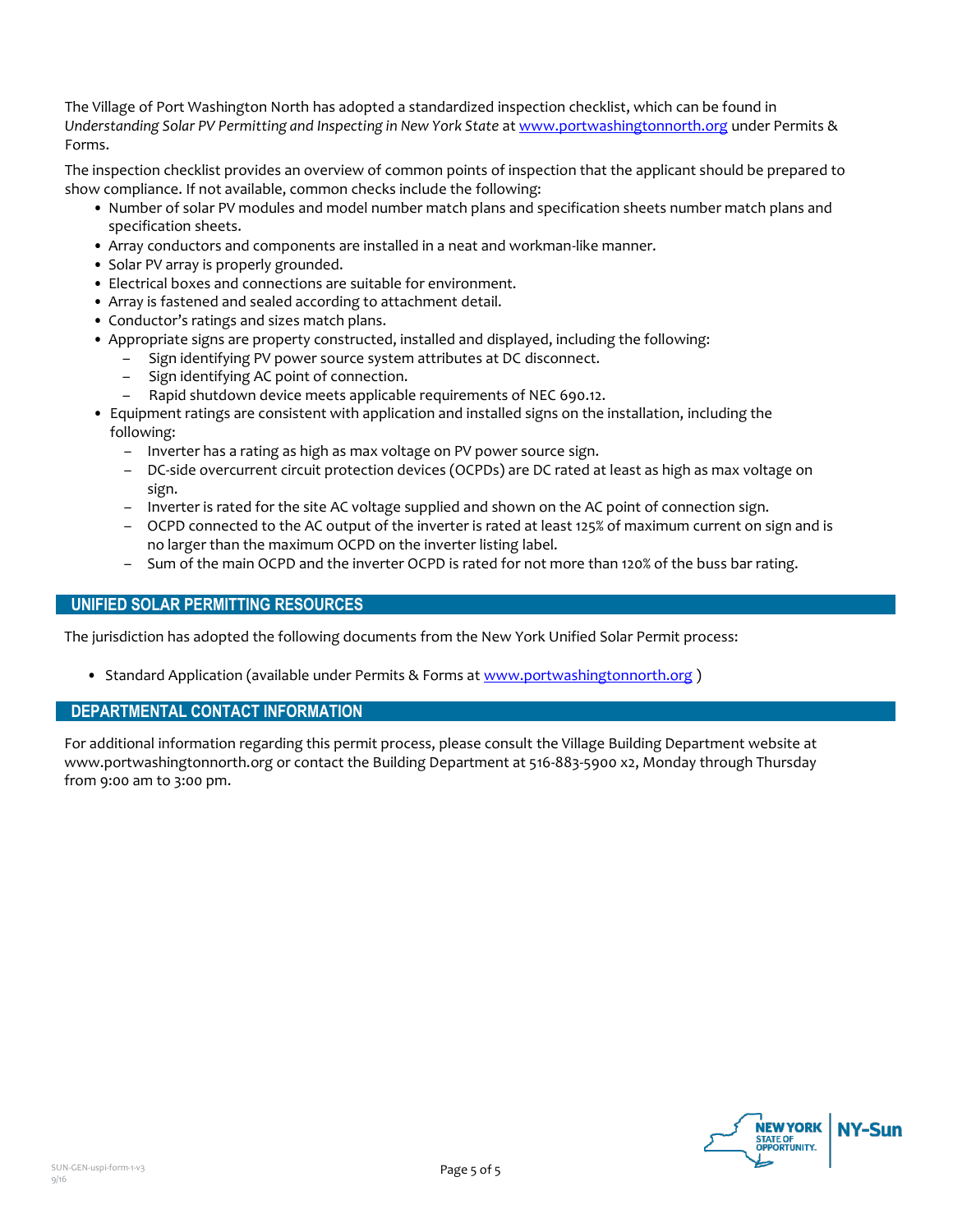The Village of Port Washington North has adopted a standardized inspection checklist, which can be found in *Understanding Solar PV Permitting and Inspecting in New York State* at [www.portwashingtonnorth.org](http://www.portwashingtonnorth.org) under Permits & Forms.

The inspection checklist provides an overview of common points of inspection that the applicant should be prepared to show compliance. If not available, common checks include the following:

- Number of solar PV modules and model number match plans and specification sheets number match plans and specification sheets.
- Array conductors and components are installed in a neat and workman-like manner.
- Solar PV array is properly grounded.
- Electrical boxes and connections are suitable for environment.
- Array is fastened and sealed according to attachment detail.
- Conductor's ratings and sizes match plans.
- Appropriate signs are property constructed, installed and displayed, including the following:
  - Sign identifying PV power source system attributes at DC disconnect.
  - Sign identifying AC point of connection.
  - Rapid shutdown device meets applicable requirements of NEC 690.12.
- Equipment ratings are consistent with application and installed signs on the installation, including the following:
  - Inverter has a rating as high as max voltage on PV power source sign.
  - DC-side overcurrent circuit protection devices (OCPDs) are DC rated at least as high as max voltage on sign.
  - Inverter is rated for the site AC voltage supplied and shown on the AC point of connection sign.
  - OCPD connected to the AC output of the inverter is rated at least 125% of maximum current on sign and is no larger than the maximum OCPD on the inverter listing label.
  - Sum of the main OCPD and the inverter OCPD is rated for not more than 120% of the buss bar rating.

## UNIFIED SOLAR PERMITTING RESOURCES

The jurisdiction has adopted the following documents from the New York Unified Solar Permit process:

- Standard Application (available under Permits & Forms at [www.portwashingtonnorth.org](http://www.portwashingtonnorth.org) )

## DEPARTMENTAL CONTACT INFORMATION

For additional information regarding this permit process, please consult the Village Building Department website at www.portwashingtonnorth.org or contact the Building Department at 516-883-5900 x2, Monday through Thursday from 9:00 am to 3:00 pm.